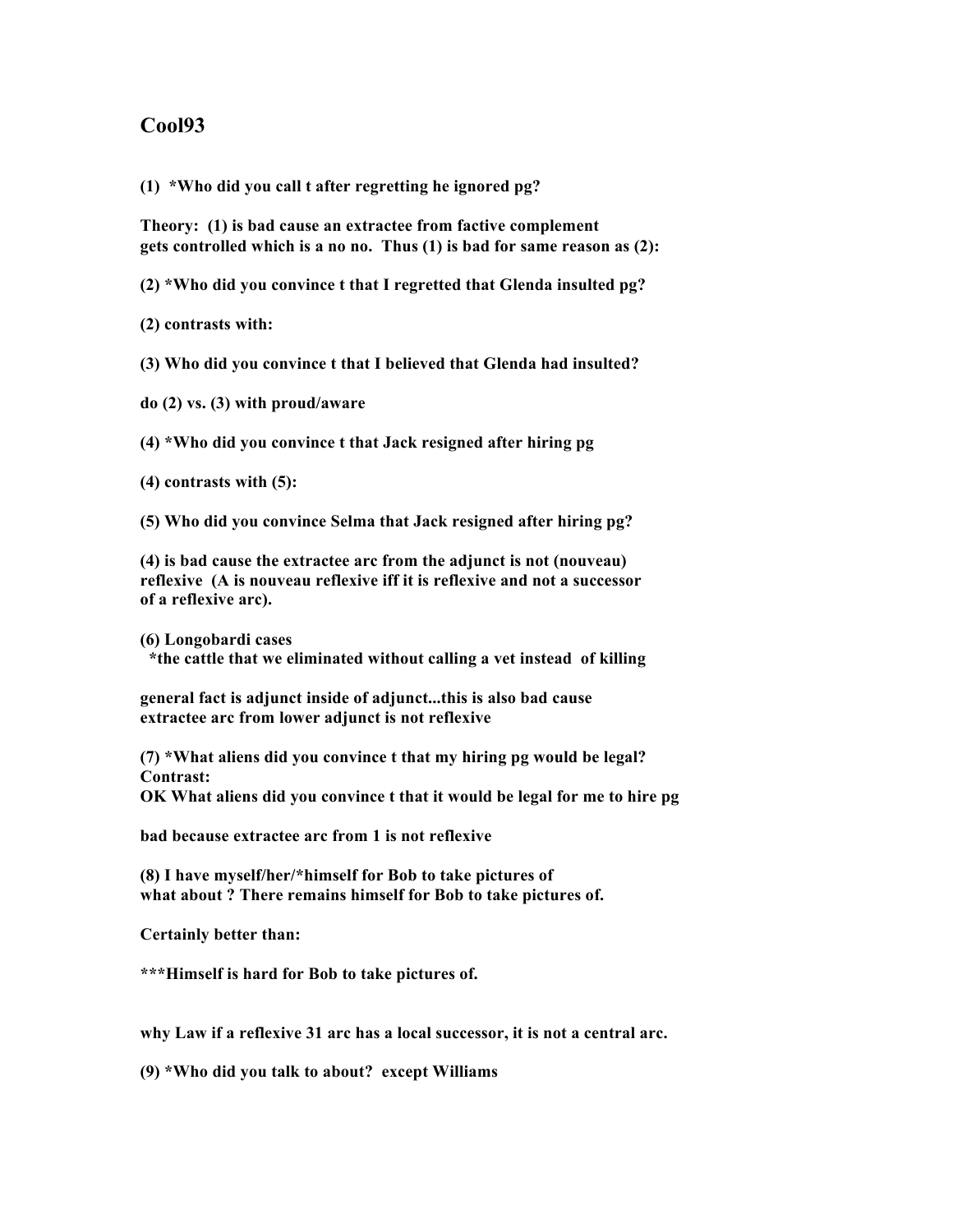# Cool93

**(1) *Who did you call t after regretting he ignored pg?**

**Theory: (1) is bad cause an extractee from factive complement gets controlled which is a no no. Thus (1) is bad for same reason as (2):**

**(2) *Who did you convince t that I regretted that Glenda insulted pg?**

**(2) contrasts with:**

**(3) Who did you convince t that I believed that Glenda had insulted?**

**do (2) vs. (3) with proud/aware**

**(4) *Who did you convince t that Jack resigned after hiring pg**

**(4) contrasts with (5):**

**(5) Who did you convince Selma that Jack resigned after hiring pg?**

**(4) is bad cause the extractee arc from the adjunct is not (nouveau) reflexive (A is nouveau reflexive iff it is reflexive and not a successor of a reflexive arc).**

**(6) Longobardi cases**
**\*the cattle that we eliminated without calling a vet instead of killing**

**general fact is adjunct inside of adjunct...this is also bad cause extractee arc from lower adjunct is not reflexive**

**(7) *What aliens did you convince t that my hiring pg would be legal?**
**Contrast:**
**OK What aliens did you convince t that it would be legal for me to hire pg**

**bad because extractee arc from 1 is not reflexive**

**(8) I have myself/her/*himself for Bob to take pictures of**
**what about ? There remains himself for Bob to take pictures of.**

**Certainly better than:**

**\*\*\*Himself is hard for Bob to take pictures of.**

**why Law if a reflexive 31 arc has a local successor, it is not a central arc.**

**(9) *Who did you talk to about? except Williams**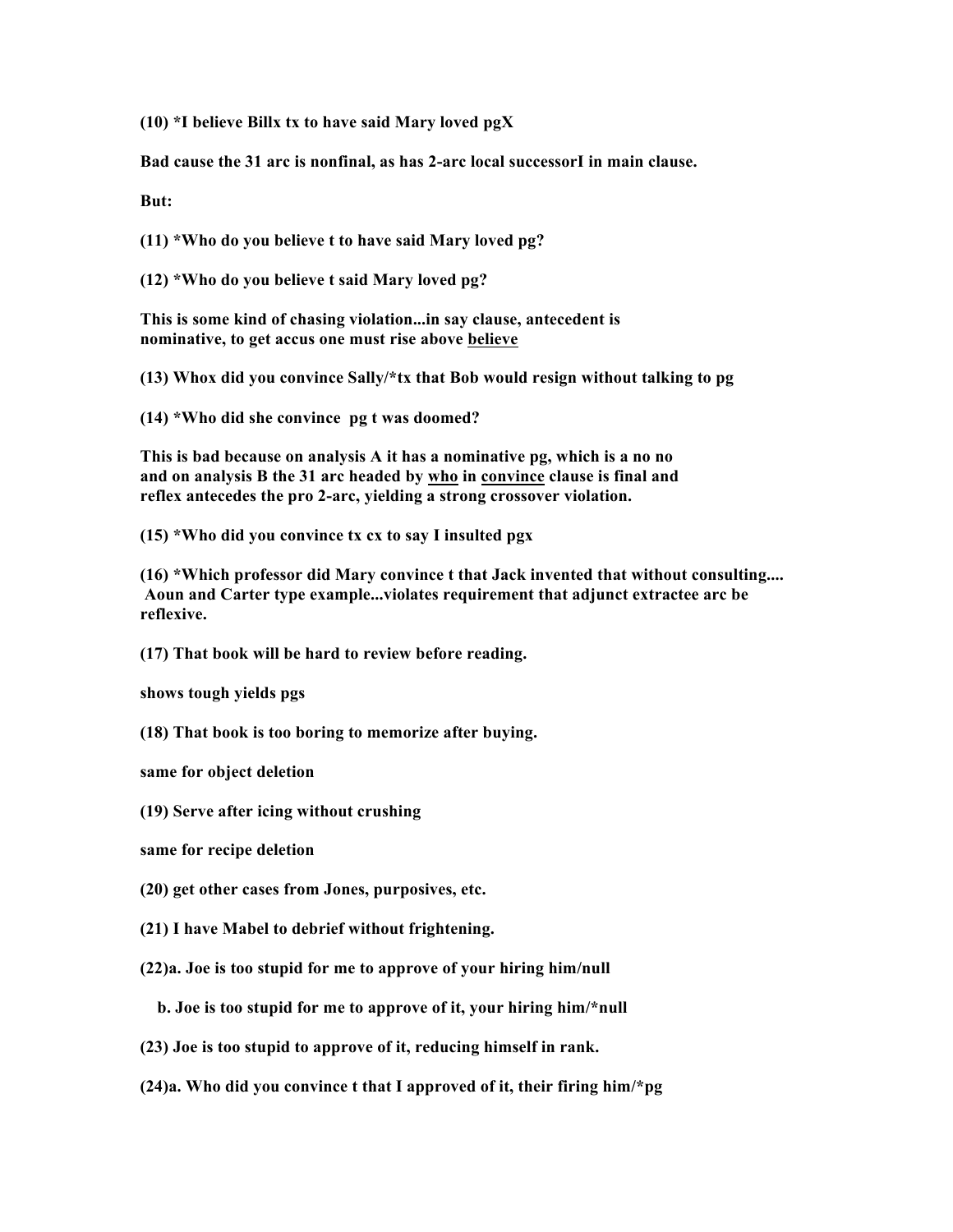**(10) *I believe Billx tx to have said Mary loved pgX**

**Bad cause the 31 arc is nonfinal, as has 2-arc local successorI in main clause.**

**But:**

**(11) *Who do you believe t to have said Mary loved pg?**

**(12) *Who do you believe t said Mary loved pg?**

**This is some kind of chasing violation...in say clause, antecedent is nominative, to get accus one must rise above <u>believe</u>**

**(13) Whox did you convince Sally/*tx that Bob would resign without talking to pg**

**(14) *Who did she convince pg t was doomed?**

**This is bad because on analysis A it has a nominative pg, which is a no no and on analysis B the 31 arc headed by <u>who</u> in <u>convince</u> clause is final and reflex antecedes the pro 2-arc, yielding a strong crossover violation.**

**(15) *Who did you convince tx cx to say I insulted pgx**

**(16) *Which professor did Mary convince t that Jack invented that without consulting.... Aoun and Carter type example...violates requirement that adjunct extractee arc be reflexive.**

**(17) That book will be hard to review before reading.**

**shows tough yields pgs**

**(18) That book is too boring to memorize after buying.**

**same for object deletion**

**(19) Serve after icing without crushing**

**same for recipe deletion**

**(20) get other cases from Jones, purposives, etc.**

**(21) I have Mabel to debrief without frightening.**

**(22)a. Joe is too stupid for me to approve of your hiring him/null**

**b. Joe is too stupid for me to approve of it, your hiring him/*null**

**(23) Joe is too stupid to approve of it, reducing himself in rank.**

**(24)a. Who did you convince t that I approved of it, their firing him/*pg**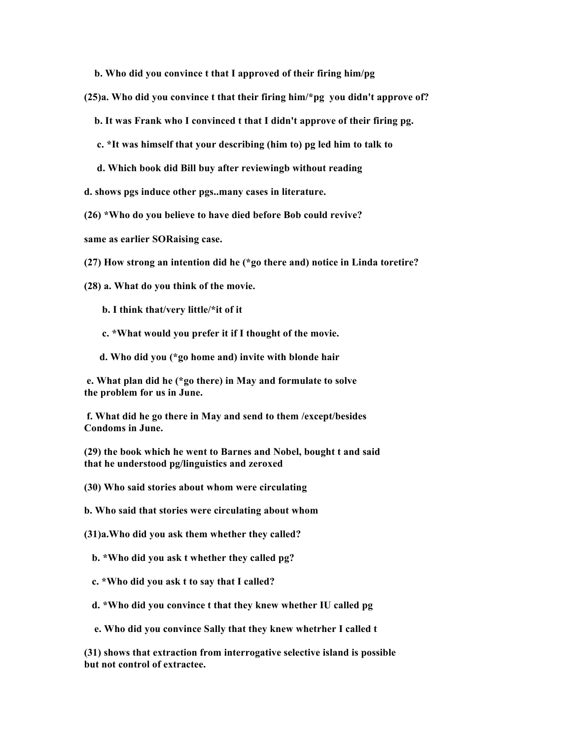**b. Who did you convince t that I approved of their firing him/pg**

**(25)a. Who did you convince t that their firing him/*pg you didn't approve of?**

**b. It was Frank who I convinced t that I didn't approve of their firing pg.**

**c. *It was himself that your describing (him to) pg led him to talk to**

**d. Which book did Bill buy after reviewingb without reading**

**d. shows pgs induce other pgs..many cases in literature.**

**(26) *Who do you believe to have died before Bob could revive?**

**same as earlier SORaising case.**

**(27) How strong an intention did he (*go there and) notice in Linda toretire?**

**(28) a. What do you think of the movie.**

**b. I think that/very little/*it of it**

**c. *What would you prefer it if I thought of the movie.**

**d. Who did you (*go home and) invite with blonde hair**

**e. What plan did he (*go there) in May and formulate to solve the problem for us in June.**

**f. What did he go there in May and send to them /except/besides Condoms in June.**

**(29) the book which he went to Barnes and Nobel, bought t and said that he understood pg/linguistics and zeroxed**

**(30) Who said stories about whom were circulating**

**b. Who said that stories were circulating about whom**

**(31)a.Who did you ask them whether they called?**

**b. *Who did you ask t whether they called pg?**

**c. *Who did you ask t to say that I called?**

**d. *Who did you convince t that they knew whether IU called pg**

**e. Who did you convince Sally that they knew whetrher I called t**

**(31) shows that extraction from interrogative selective island is possible but not control of extractee.**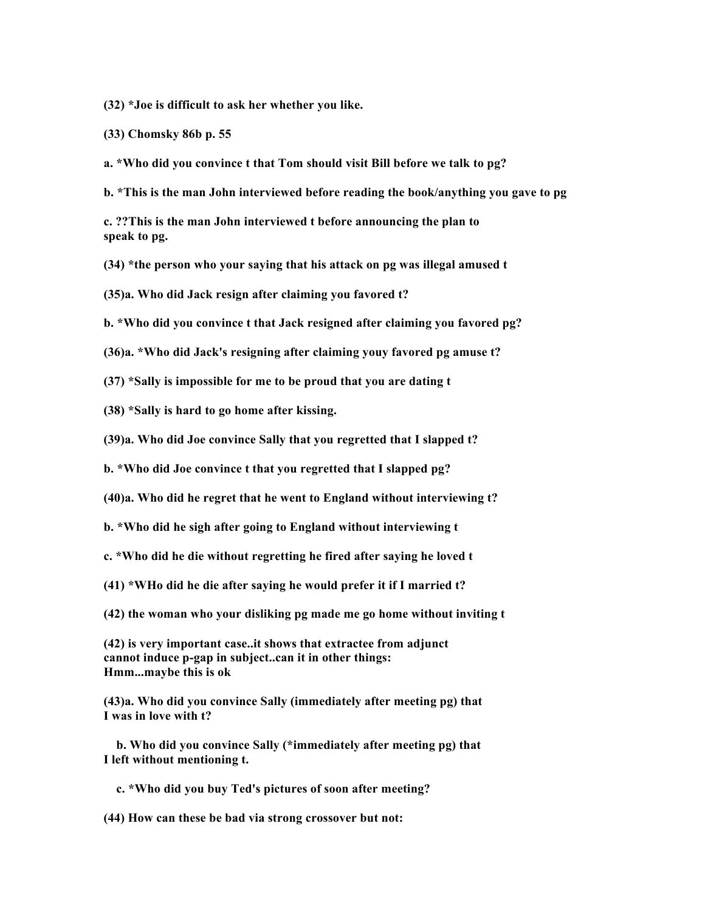**(32) *Joe is difficult to ask her whether you like.**

**(33) Chomsky 86b p. 55**

**a. *Who did you convince t that Tom should visit Bill before we talk to pg?**

**b. *This is the man John interviewed before reading the book/anything you gave to pg**

**c. ??This is the man John interviewed t before announcing the plan to speak to pg.**

**(34) *the person who your saying that his attack on pg was illegal amused t**

**(35)a. Who did Jack resign after claiming you favored t?**

**b. *Who did you convince t that Jack resigned after claiming you favored pg?**

**(36)a. *Who did Jack's resigning after claiming youy favored pg amuse t?**

**(37) *Sally is impossible for me to be proud that you are dating t**

**(38) *Sally is hard to go home after kissing.**

**(39)a. Who did Joe convince Sally that you regretted that I slapped t?**

**b. *Who did Joe convince t that you regretted that I slapped pg?**

**(40)a. Who did he regret that he went to England without interviewing t?**

**b. *Who did he sigh after going to England without interviewing t**

**c. *Who did he die without regretting he fired after saying he loved t**

**(41) *WHo did he die after saying he would prefer it if I married t?**

**(42) the woman who your disliking pg made me go home without inviting t**

**(42) is very important case..it shows that extractee from adjunct cannot induce p-gap in subject..can it in other things: Hmm...maybe this is ok**

**(43)a. Who did you convince Sally (immediately after meeting pg) that I was in love with t?**

**b. Who did you convince Sally (*immediately after meeting pg) that I left without mentioning t.**

**c. *Who did you buy Ted's pictures of soon after meeting?**

**(44) How can these be bad via strong crossover but not:**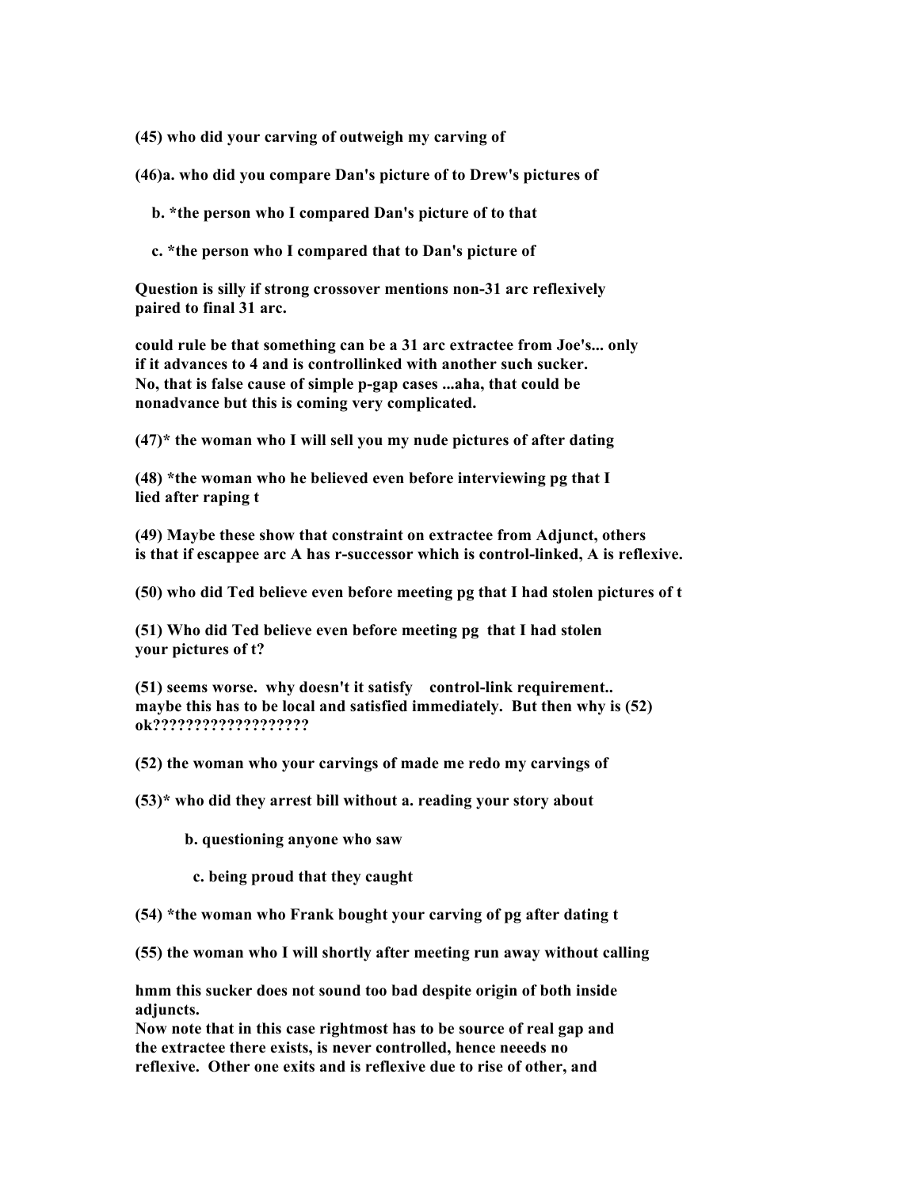**(45) who did your carving of outweigh my carving of**

**(46)a. who did you compare Dan's picture of to Drew's pictures of**

**b. *the person who I compared Dan's picture of to that**

**c. *the person who I compared that to Dan's picture of**

**Question is silly if strong crossover mentions non-31 arc reflexively paired to final 31 arc.**

**could rule be that something can be a 31 arc extractee from Joe's... only if it advances to 4 and is controllinked with another such sucker. No, that is false cause of simple p-gap cases ...aha, that could be nonadvance but this is coming very complicated.**

**(47)* the woman who I will sell you my nude pictures of after dating**

**(48) *the woman who he believed even before interviewing pg that I lied after raping t**

**(49) Maybe these show that constraint on extractee from Adjunct, others is that if escappee arc A has r-successor which is control-linked, A is reflexive.**

**(50) who did Ted believe even before meeting pg that I had stolen pictures of t**

**(51) Who did Ted believe even before meeting pg that I had stolen your pictures of t?**

**(51) seems worse. why doesn't it satisfy control-link requirement.. maybe this has to be local and satisfied immediately. But then why is (52) ok???????????????????**

**(52) the woman who your carvings of made me redo my carvings of**

**(53)* who did they arrest bill without a. reading your story about**

**b. questioning anyone who saw**

**c. being proud that they caught**

**(54) *the woman who Frank bought your carving of pg after dating t**

**(55) the woman who I will shortly after meeting run away without calling**

**hmm this sucker does not sound too bad despite origin of both inside adjuncts.**
**Now note that in this case rightmost has to be source of real gap and the extractee there exists, is never controlled, hence neeeds no reflexive. Other one exits and is reflexive due to rise of other, and**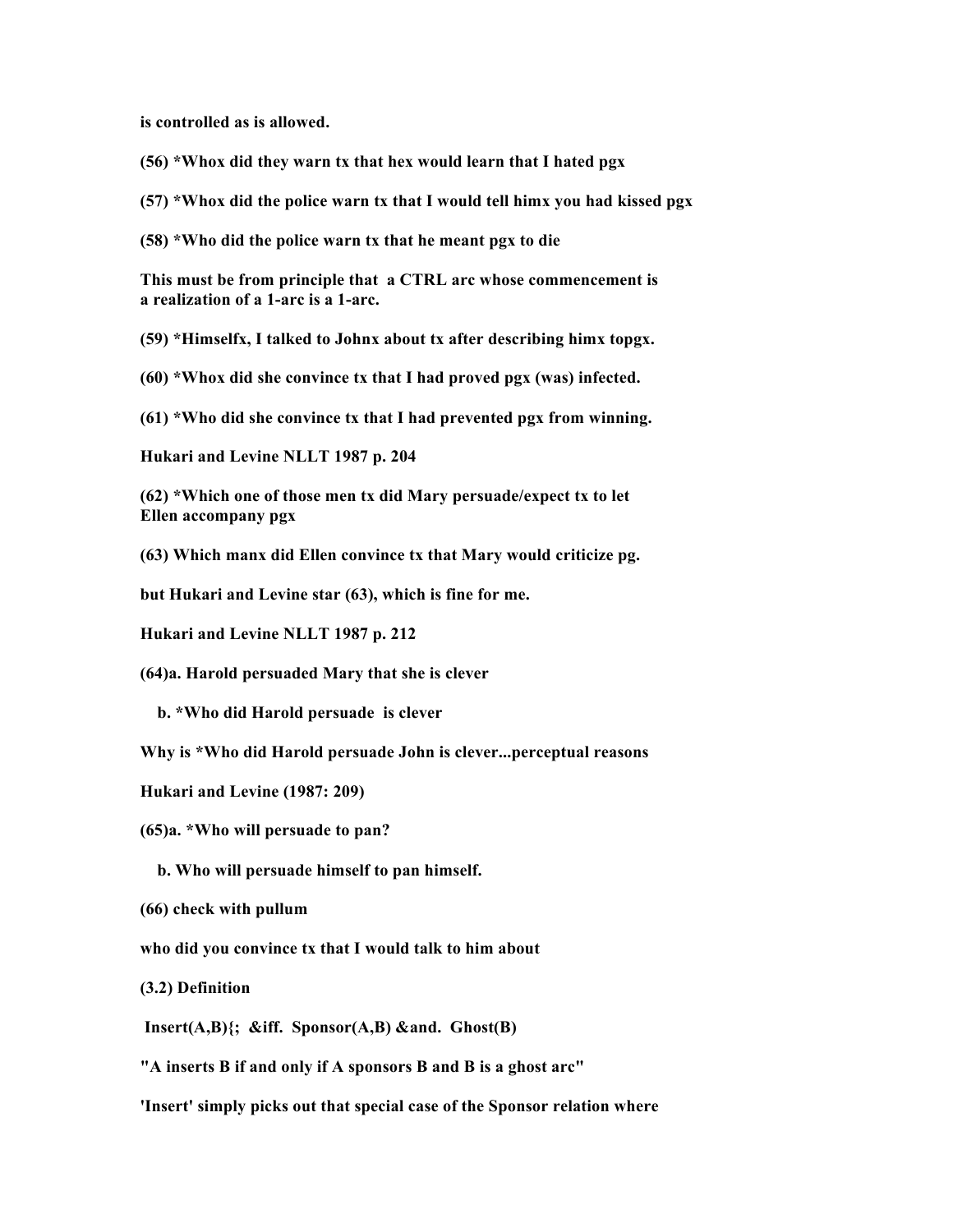**is controlled as is allowed.**

**(56) *Whox did they warn tx that hex would learn that I hated pgx**

**(57) *Whox did the police warn tx that I would tell himx you had kissed pgx**

**(58) *Who did the police warn tx that he meant pgx to die**

**This must be from principle that a CTRL arc whose commencement is a realization of a 1-arc is a 1-arc.**

**(59) *Himselfx, I talked to Johnx about tx after describing himx topgx.**

**(60) *Whox did she convince tx that I had proved pgx (was) infected.**

**(61) *Who did she convince tx that I had prevented pgx from winning.**

**Hukari and Levine NLLT 1987 p. 204**

**(62) *Which one of those men tx did Mary persuade/expect tx to let Ellen accompany pgx**

**(63) Which manx did Ellen convince tx that Mary would criticize pg.**

**but Hukari and Levine star (63), which is fine for me.**

**Hukari and Levine NLLT 1987 p. 212**

**(64)a. Harold persuaded Mary that she is clever**

**b. *Who did Harold persuade is clever**

**Why is *Who did Harold persuade John is clever...perceptual reasons**

**Hukari and Levine (1987: 209)**

**(65)a. *Who will persuade to pan?**

**b. Who will persuade himself to pan himself.**

**(66) check with pullum**

**who did you convince tx that I would talk to him about**

**(3.2) Definition**

**Insert(A,B){; &iff. Sponsor(A,B) &and. Ghost(B)**

**"A inserts B if and only if A sponsors B and B is a ghost arc"**

**'Insert' simply picks out that special case of the Sponsor relation where**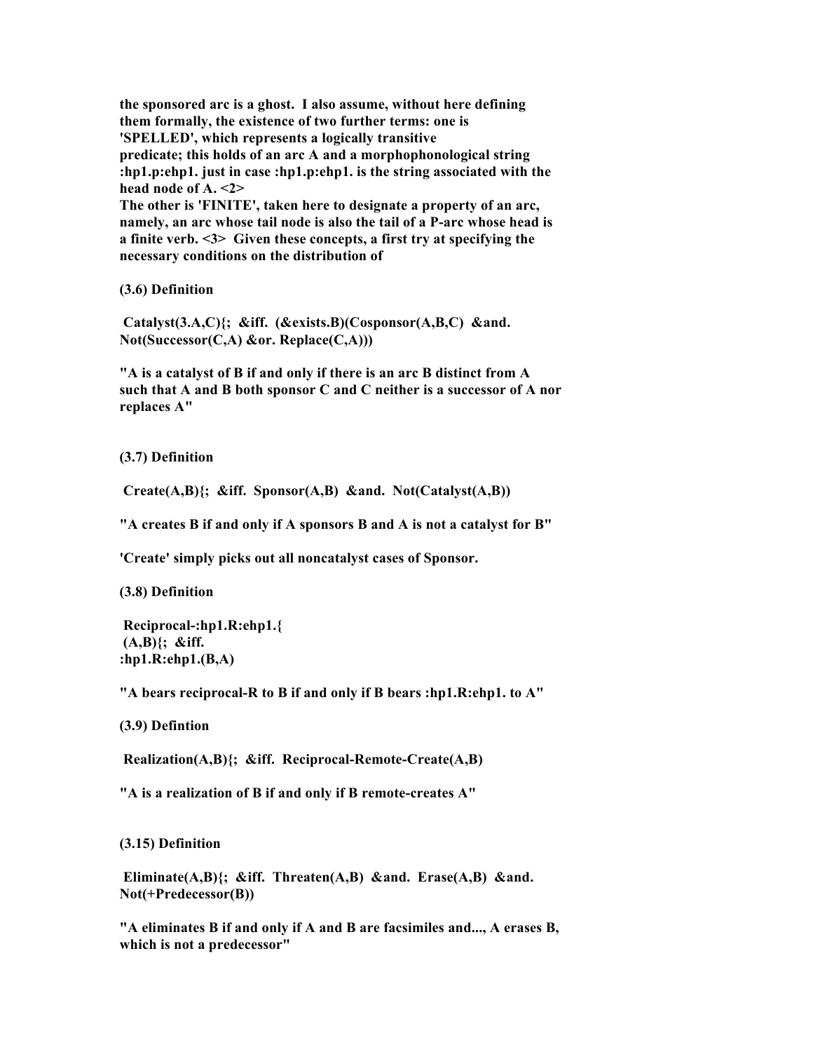**the sponsored arc is a ghost. I also assume, without here defining them formally, the existence of two further terms: one is 'SPELLED', which represents a logically transitive predicate; this holds of an arc A and a morphophonological string :hp1.p:ehp1. just in case :hp1.p:ehp1. is the string associated with the head node of A. <2>**
**The other is 'FINITE', taken here to designate a property of an arc, namely, an arc whose tail node is also the tail of a P-arc whose head is a finite verb. <3> Given these concepts, a first try at specifying the necessary conditions on the distribution of**

**(3.6) Definition**

**Catalyst(3.A,C){; &iff. (&exists.B)(Cosponsor(A,B,C) &and. Not(Successor(C,A) &or. Replace(C,A)))**

**"A is a catalyst of B if and only if there is an arc B distinct from A such that A and B both sponsor C and C neither is a successor of A nor replaces A"**

**(3.7) Definition**

**Create(A,B){; &iff. Sponsor(A,B) &and. Not(Catalyst(A,B))**

**"A creates B if and only if A sponsors B and A is not a catalyst for B"**

**'Create' simply picks out all noncatalyst cases of Sponsor.**

**(3.8) Definition**

**Reciprocal-:hp1.R:ehp1.{**
**(A,B){; &iff.**
**:hp1.R:ehp1.(B,A)**

**"A bears reciprocal-R to B if and only if B bears :hp1.R:ehp1. to A"**

**(3.9) Defintion**

**Realization(A,B){; &iff. Reciprocal-Remote-Create(A,B)**

**"A is a realization of B if and only if B remote-creates A"**

**(3.15) Definition**

**Eliminate(A,B){; &iff. Threaten(A,B) &and. Erase(A,B) &and. Not(+Predecessor(B))**

**"A eliminates B if and only if A and B are facsimiles and..., A erases B, which is not a predecessor"**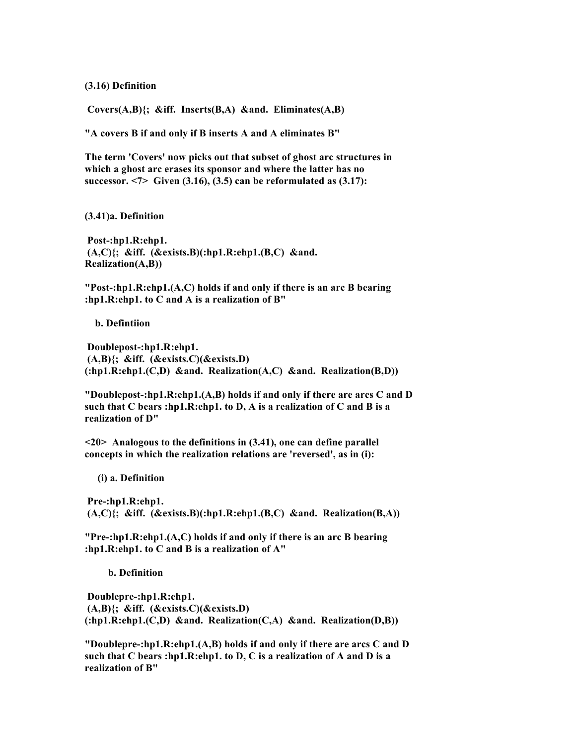**(3.16) Definition**

**Covers(A,B){; &iff. Inserts(B,A) &and. Eliminates(A,B)**

**"A covers B if and only if B inserts A and A eliminates B"**

**The term 'Covers' now picks out that subset of ghost arc structures in which a ghost arc erases its sponsor and where the latter has no successor. <7> Given (3.16), (3.5) can be reformulated as (3.17):**

**(3.41)a. Definition**

**Post-:hp1.R:ehp1.
(A,C){; &iff. (&exists.B)(:hp1.R:ehp1.(B,C) &and. Realization(A,B))**

**"Post-:hp1.R:ehp1.(A,C) holds if and only if there is an arc B bearing :hp1.R:ehp1. to C and A is a realization of B"**

**b. Defintiion**

**Doublepost-:hp1.R:ehp1.
(A,B){; &iff. (&exists.C)(&exists.D)
(:hp1.R:ehp1.(C,D) &and. Realization(A,C) &and. Realization(B,D))**

**"Doublepost-:hp1.R:ehp1.(A,B) holds if and only if there are arcs C and D such that C bears :hp1.R:ehp1. to D, A is a realization of C and B is a realization of D"**

**<20> Analogous to the definitions in (3.41), one can define parallel concepts in which the realization relations are 'reversed', as in (i):**

**(i) a. Definition**

**Pre-:hp1.R:ehp1.
(A,C){; &iff. (&exists.B)(:hp1.R:ehp1.(B,C) &and. Realization(B,A))**

**"Pre-:hp1.R:ehp1.(A,C) holds if and only if there is an arc B bearing :hp1.R:ehp1. to C and B is a realization of A"**

**b. Definition**

**Doublepre-:hp1.R:ehp1.
(A,B){; &iff. (&exists.C)(&exists.D)
(:hp1.R:ehp1.(C,D) &and. Realization(C,A) &and. Realization(D,B))**

**"Doublepre-:hp1.R:ehp1.(A,B) holds if and only if there are arcs C and D such that C bears :hp1.R:ehp1. to D, C is a realization of A and D is a realization of B"**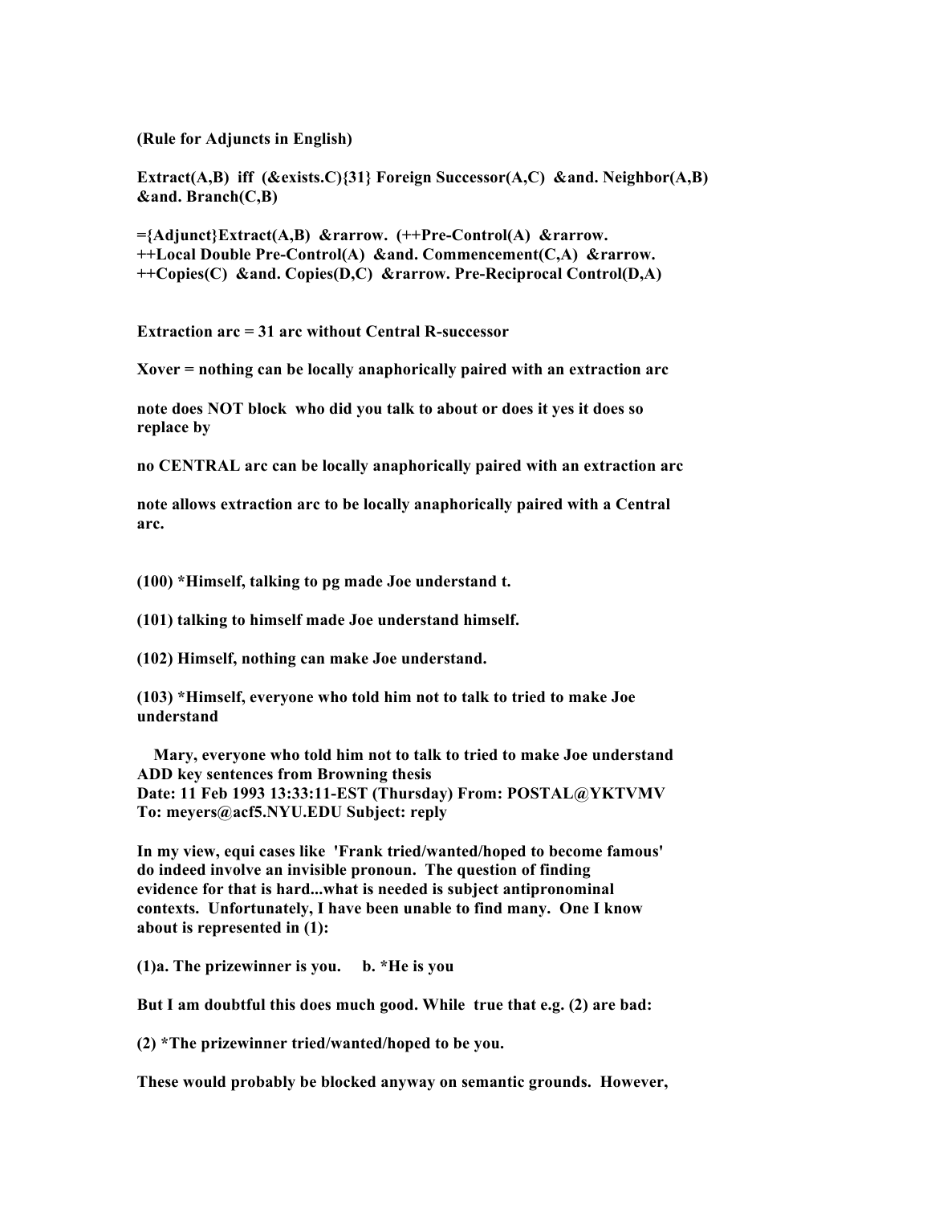**(Rule for Adjuncts in English)**

**Extract(A,B) iff (&exists.C){31} Foreign Successor(A,C) &and. Neighbor(A,B) &and. Branch(C,B)**

**={Adjunct}Extract(A,B) &rarrow. (++Pre-Control(A) &rarrow. ++Local Double Pre-Control(A) &and. Commencement(C,A) &rarrow. ++Copies(C) &and. Copies(D,C) &rarrow. Pre-Reciprocal Control(D,A)**

**Extraction arc = 31 arc without Central R-successor**

**Xover = nothing can be locally anaphorically paired with an extraction arc**

**note does NOT block who did you talk to about or does it yes it does so replace by**

**no CENTRAL arc can be locally anaphorically paired with an extraction arc**

**note allows extraction arc to be locally anaphorically paired with a Central arc.**

**(100) *Himself, talking to pg made Joe understand t.**

**(101) talking to himself made Joe understand himself.**

**(102) Himself, nothing can make Joe understand.**

**(103) *Himself, everyone who told him not to talk to tried to make Joe understand**

**Mary, everyone who told him not to talk to tried to make Joe understand ADD key sentences from Browning thesis**
**Date: 11 Feb 1993 13:33:11-EST (Thursday) From: POSTAL@YKTVMV To: meyers@acf5.NYU.EDU Subject: reply**

**In my view, equi cases like 'Frank tried/wanted/hoped to become famous' do indeed involve an invisible pronoun. The question of finding evidence for that is hard...what is needed is subject antipronominal contexts. Unfortunately, I have been unable to find many. One I know about is represented in (1):**

**(1)a. The prizewinner is you. b. *He is you**

**But I am doubtful this does much good. While true that e.g. (2) are bad:**

**(2) *The prizewinner tried/wanted/hoped to be you.**

**These would probably be blocked anyway on semantic grounds. However,**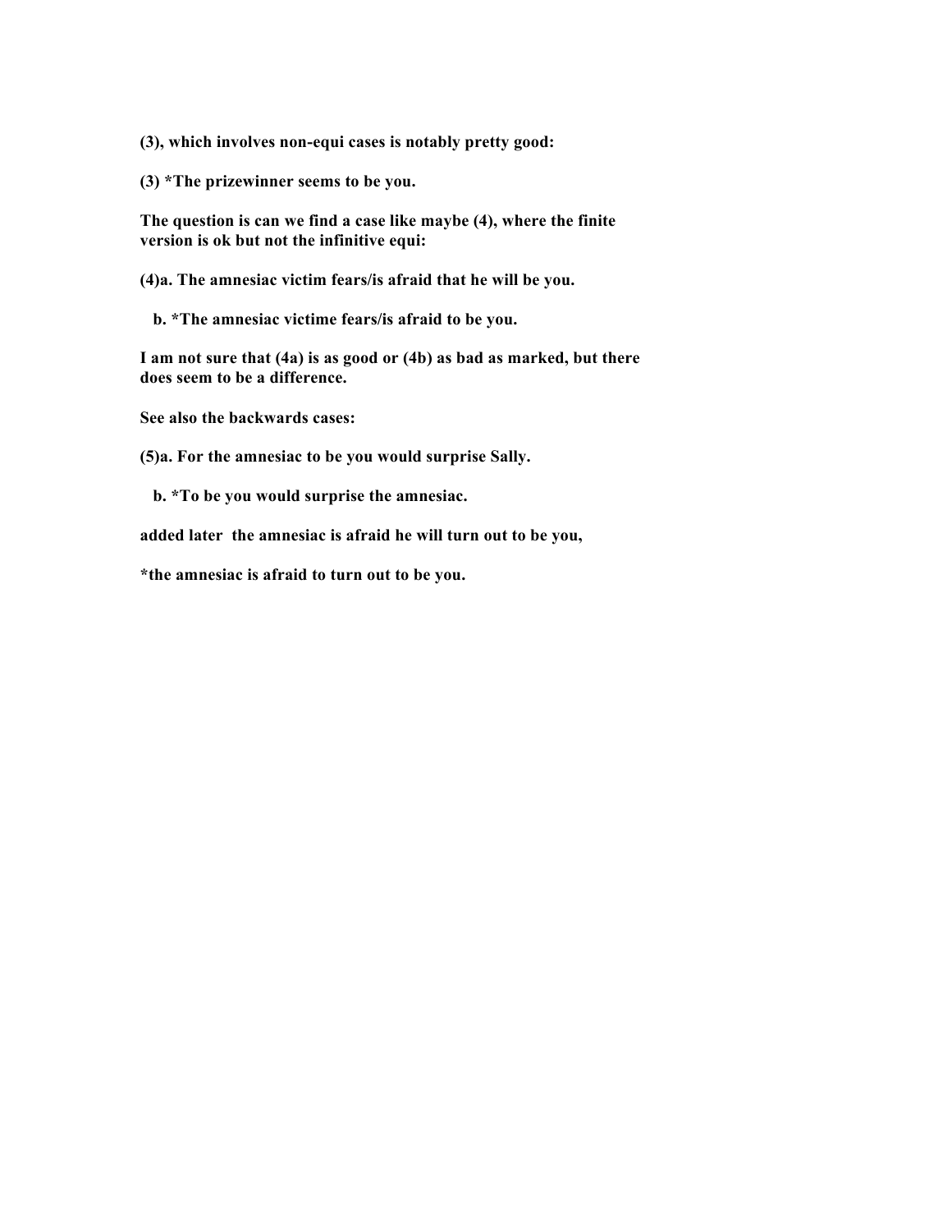(3), which involves non-equi cases is notably pretty good:

(3) *The prizewinner seems to be you.

The question is can we find a case like maybe (4), where the finite version is ok but not the infinitive equi:

(4)a. The amnesiac victim fears/is afraid that he will be you.

b. *The amnesiac victime fears/is afraid to be you.

I am not sure that (4a) is as good or (4b) as bad as marked, but there does seem to be a difference.

See also the backwards cases:

(5)a. For the amnesiac to be you would surprise Sally.

b. *To be you would surprise the amnesiac.

added later the amnesiac is afraid he will turn out to be you,

*the amnesiac is afraid to turn out to be you.